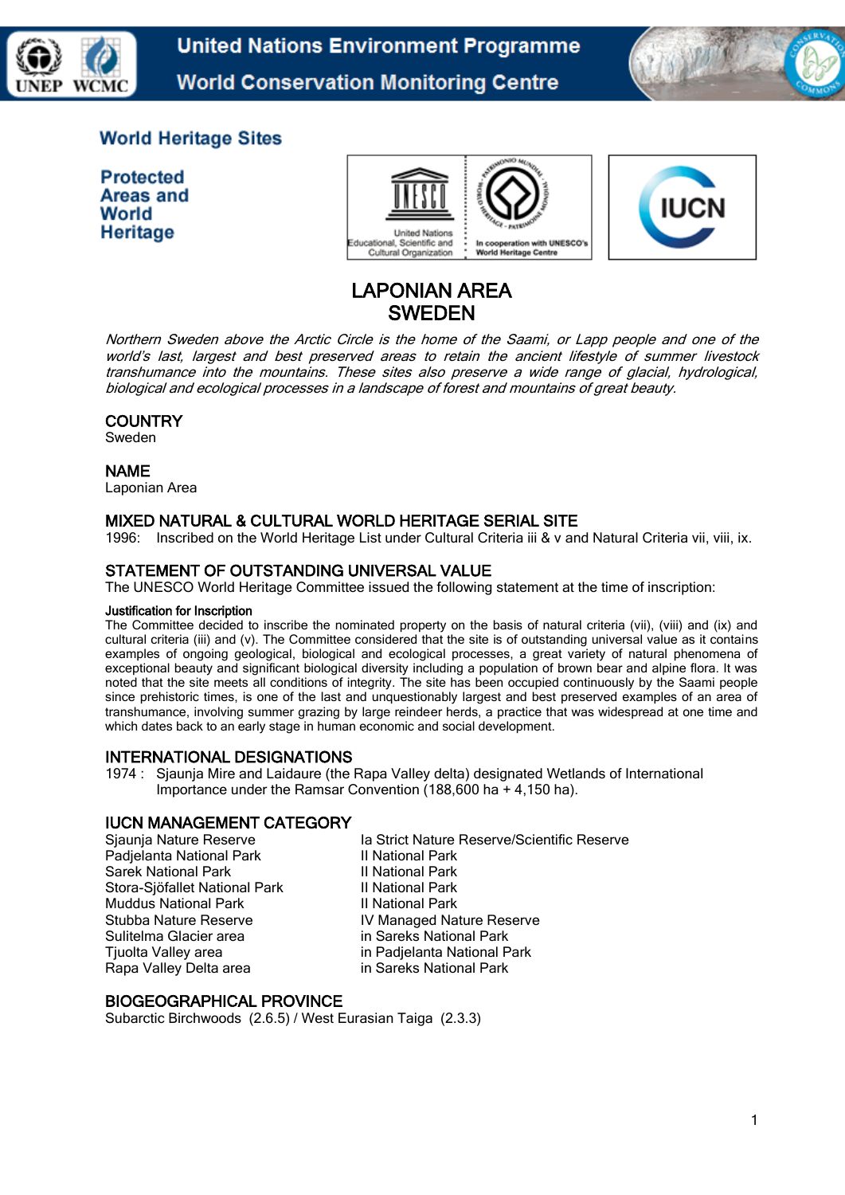# World Heritage Sites

## Protected Areas and World Heritage

# LAPONIAN AREA
# SWEDEN

*Northern Sweden above the Arctic Circle is the home of the Saami, or Lapp people and one of the world's last, largest and best preserved areas to retain the ancient lifestyle of summer livestock transhumance into the mountains. These sites also preserve a wide range of glacial, hydrological, biological and ecological processes in a landscape of forest and mountains of great beauty.*

## COUNTRY

Sweden

## NAME

Laponian Area

## MIXED NATURAL & CULTURAL WORLD HERITAGE SERIAL SITE

1996: Inscribed on the World Heritage List under Cultural Criteria iii & v and Natural Criteria vii, viii, ix.

## STATEMENT OF OUTSTANDING UNIVERSAL VALUE

The UNESCO World Heritage Committee issued the following statement at the time of inscription:

### Justification for Inscription

The Committee decided to inscribe the nominated property on the basis of natural criteria (vii), (viii) and (ix) and cultural criteria (iii) and (v). The Committee considered that the site is of outstanding universal value as it contains examples of ongoing geological, biological and ecological processes, a great variety of natural phenomena of exceptional beauty and significant biological diversity including a population of brown bear and alpine flora. It was noted that the site meets all conditions of integrity. The site has been occupied continuously by the Saami people since prehistoric times, is one of the last and unquestionably largest and best preserved examples of an area of transhumance, involving summer grazing by large reindeer herds, a practice that was widespread at one time and which dates back to an early stage in human economic and social development.

## INTERNATIONAL DESIGNATIONS

1974 : Sjaunja Mire and Laidaure (the Rapa Valley delta) designated Wetlands of International Importance under the Ramsar Convention (188,600 ha + 4,150 ha).

## IUCN MANAGEMENT CATEGORY

| | |
|---|---|
| Sjaunja Nature Reserve | Ia Strict Nature Reserve/Scientific Reserve |
| Padjelanta National Park | II National Park |
| Sarek National Park | II National Park |
| Stora-Sjöfallet National Park | II National Park |
| Muddus National Park | II National Park |
| Stubba Nature Reserve | IV Managed Nature Reserve |
| Sulitelma Glacier area | in Sareks National Park |
| Tjuolta Valley area | in Padjelanta National Park |
| Rapa Valley Delta area | in Sareks National Park |

## BIOGEOGRAPHICAL PROVINCE

Subarctic Birchwoods (2.6.5) / West Eurasian Taiga (2.3.3)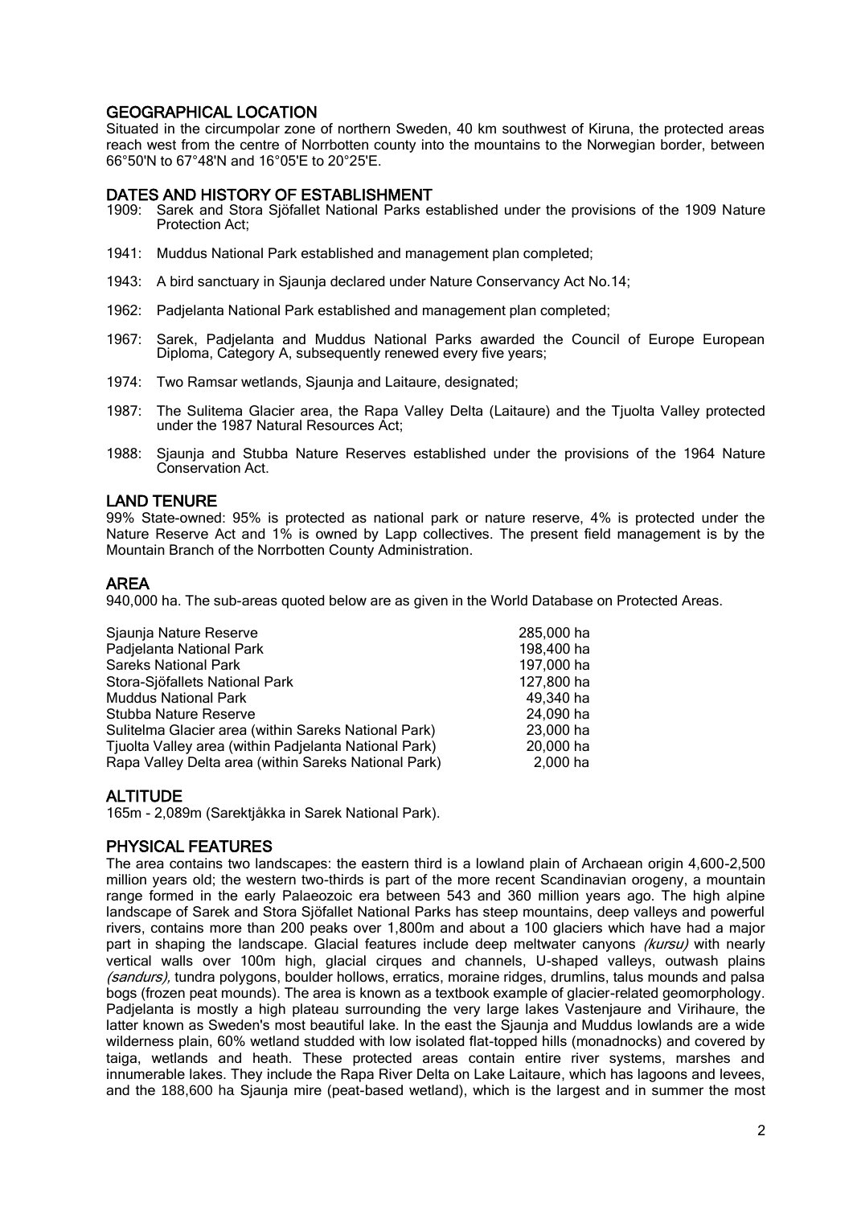## GEOGRAPHICAL LOCATION

Situated in the circumpolar zone of northern Sweden, 40 km southwest of Kiruna, the protected areas reach west from the centre of Norrbotten county into the mountains to the Norwegian border, between 66°50'N to 67°48'N and 16°05'E to 20°25'E.

## DATES AND HISTORY OF ESTABLISHMENT

1909: Sarek and Stora Sjöfallet National Parks established under the provisions of the 1909 Nature Protection Act;

1941: Muddus National Park established and management plan completed;

1943: A bird sanctuary in Sjaunja declared under Nature Conservancy Act No.14;

1962: Padjelanta National Park established and management plan completed;

1967: Sarek, Padjelanta and Muddus National Parks awarded the Council of Europe European Diploma, Category A, subsequently renewed every five years;

1974: Two Ramsar wetlands, Sjaunja and Laitaure, designated;

1987: The Sulitema Glacier area, the Rapa Valley Delta (Laitaure) and the Tjuolta Valley protected under the 1987 Natural Resources Act;

1988: Sjaunja and Stubba Nature Reserves established under the provisions of the 1964 Nature Conservation Act.

## LAND TENURE

99% State-owned: 95% is protected as national park or nature reserve, 4% is protected under the Nature Reserve Act and 1% is owned by Lapp collectives. The present field management is by the Mountain Branch of the Norrbotten County Administration.

## AREA

940,000 ha. The sub-areas quoted below are as given in the World Database on Protected Areas.

| | |
|---|---|
| Sjaunja Nature Reserve | 285,000 ha |
| Padjelanta National Park | 198,400 ha |
| Sareks National Park | 197,000 ha |
| Stora-Sjöfallets National Park | 127,800 ha |
| Muddus National Park | 49,340 ha |
| Stubba Nature Reserve | 24,090 ha |
| Sulitelma Glacier area (within Sareks National Park) | 23,000 ha |
| Tjuolta Valley area (within Padjelanta National Park) | 20,000 ha |
| Rapa Valley Delta area (within Sareks National Park) | 2,000 ha |

## ALTITUDE

165m - 2,089m (Sarektjåkka in Sarek National Park).

## PHYSICAL FEATURES

The area contains two landscapes: the eastern third is a lowland plain of Archaean origin 4,600-2,500 million years old; the western two-thirds is part of the more recent Scandinavian orogeny, a mountain range formed in the early Palaeozoic era between 543 and 360 million years ago. The high alpine landscape of Sarek and Stora Sjöfallet National Parks has steep mountains, deep valleys and powerful rivers, contains more than 200 peaks over 1,800m and about a 100 glaciers which have had a major part in shaping the landscape. Glacial features include deep meltwater canyons *(kursu)* with nearly vertical walls over 100m high, glacial cirques and channels, U-shaped valleys, outwash plains *(sandurs),* tundra polygons, boulder hollows, erratics, moraine ridges, drumlins, talus mounds and palsa bogs (frozen peat mounds). The area is known as a textbook example of glacier-related geomorphology. Padjelanta is mostly a high plateau surrounding the very large lakes Vastenjaure and Virihaure, the latter known as Sweden's most beautiful lake. In the east the Sjaunja and Muddus lowlands are a wide wilderness plain, 60% wetland studded with low isolated flat-topped hills (monadnocks) and covered by taiga, wetlands and heath. These protected areas contain entire river systems, marshes and innumerable lakes. They include the Rapa River Delta on Lake Laitaure, which has lagoons and levees, and the 188,600 ha Sjaunja mire (peat-based wetland), which is the largest and in summer the most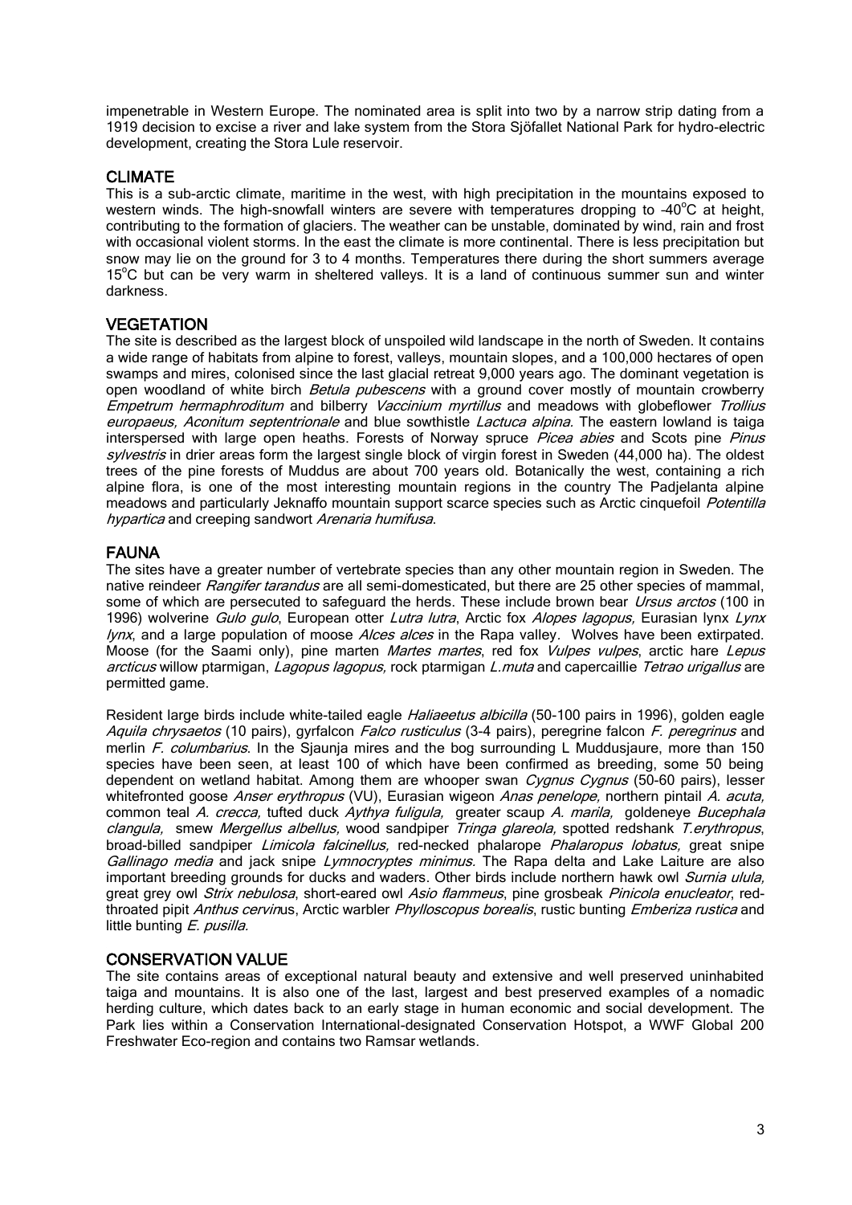impenetrable in Western Europe. The nominated area is split into two by a narrow strip dating from a 1919 decision to excise a river and lake system from the Stora Sjöfallet National Park for hydro-electric development, creating the Stora Lule reservoir.

## CLIMATE

This is a sub-arctic climate, maritime in the west, with high precipitation in the mountains exposed to western winds. The high-snowfall winters are severe with temperatures dropping to -40°C at height, contributing to the formation of glaciers. The weather can be unstable, dominated by wind, rain and frost with occasional violent storms. In the east the climate is more continental. There is less precipitation but snow may lie on the ground for 3 to 4 months. Temperatures there during the short summers average 15°C but can be very warm in sheltered valleys. It is a land of continuous summer sun and winter darkness.

## VEGETATION

The site is described as the largest block of unspoiled wild landscape in the north of Sweden. It contains a wide range of habitats from alpine to forest, valleys, mountain slopes, and a 100,000 hectares of open swamps and mires, colonised since the last glacial retreat 9,000 years ago. The dominant vegetation is open woodland of white birch *Betula pubescens* with a ground cover mostly of mountain crowberry *Empetrum hermaphroditum* and bilberry *Vaccinium myrtillus* and meadows with globeflower *Trollius europaeus, Aconitum septentrionale* and blue sowthistle *Lactuca alpina*. The eastern lowland is taiga interspersed with large open heaths. Forests of Norway spruce *Picea abies* and Scots pine *Pinus sylvestris* in drier areas form the largest single block of virgin forest in Sweden (44,000 ha). The oldest trees of the pine forests of Muddus are about 700 years old. Botanically the west, containing a rich alpine flora, is one of the most interesting mountain regions in the country The Padjelanta alpine meadows and particularly Jeknaffo mountain support scarce species such as Arctic cinquefoil *Potentilla hypartica* and creeping sandwort *Arenaria humifusa*.

## FAUNA

The sites have a greater number of vertebrate species than any other mountain region in Sweden. The native reindeer *Rangifer tarandus* are all semi-domesticated, but there are 25 other species of mammal, some of which are persecuted to safeguard the herds. These include brown bear *Ursus arctos* (100 in 1996) wolverine *Gulo gulo*, European otter *Lutra lutra*, Arctic fox *Alopes lagopus,* Eurasian lynx *Lynx lynx*, and a large population of moose *Alces alces* in the Rapa valley. Wolves have been extirpated. Moose (for the Saami only), pine marten *Martes martes*, red fox *Vulpes vulpes*, arctic hare *Lepus arcticus* willow ptarmigan, *Lagopus lagopus,* rock ptarmigan *L.muta* and capercaillie *Tetrao urigallus* are permitted game.

Resident large birds include white-tailed eagle *Haliaeetus albicilla* (50-100 pairs in 1996), golden eagle *Aquila chrysaetos* (10 pairs), gyrfalcon *Falco rusticulus* (3-4 pairs), peregrine falcon *F. peregrinus* and merlin *F. columbarius*. In the Sjaunja mires and the bog surrounding L Muddusjaure, more than 150 species have been seen, at least 100 of which have been confirmed as breeding, some 50 being dependent on wetland habitat. Among them are whooper swan *Cygnus Cygnus* (50-60 pairs), lesser whitefronted goose *Anser erythropus* (VU), Eurasian wigeon *Anas penelope,* northern pintail *A. acuta,* common teal *A. crecca,* tufted duck *Aythya fuligula,* greater scaup *A. marila,* goldeneye *Bucephala clangula,* smew *Mergellus albellus,* wood sandpiper *Tringa glareola*, spotted redshank *T.erythropus*, broad-billed sandpiper *Limicola falcinellus,* red-necked phalarope *Phalaropus lobatus,* great snipe *Gallinago media* and jack snipe *Lymnocryptes minimus.* The Rapa delta and Lake Laiture are also important breeding grounds for ducks and waders. Other birds include northern hawk owl *Surnia ulula,* great grey owl *Strix nebulosa*, short-eared owl *Asio flammeus*, pine grosbeak *Pinicola enucleator*, red-throated pipit *Anthus cervinus*, Arctic warbler *Phylloscopus borealis*, rustic bunting *Emberiza rustica* and little bunting *E. pusilla.*

## CONSERVATION VALUE

The site contains areas of exceptional natural beauty and extensive and well preserved uninhabited taiga and mountains. It is also one of the last, largest and best preserved examples of a nomadic herding culture, which dates back to an early stage in human economic and social development. The Park lies within a Conservation International-designated Conservation Hotspot, a WWF Global 200 Freshwater Eco-region and contains two Ramsar wetlands.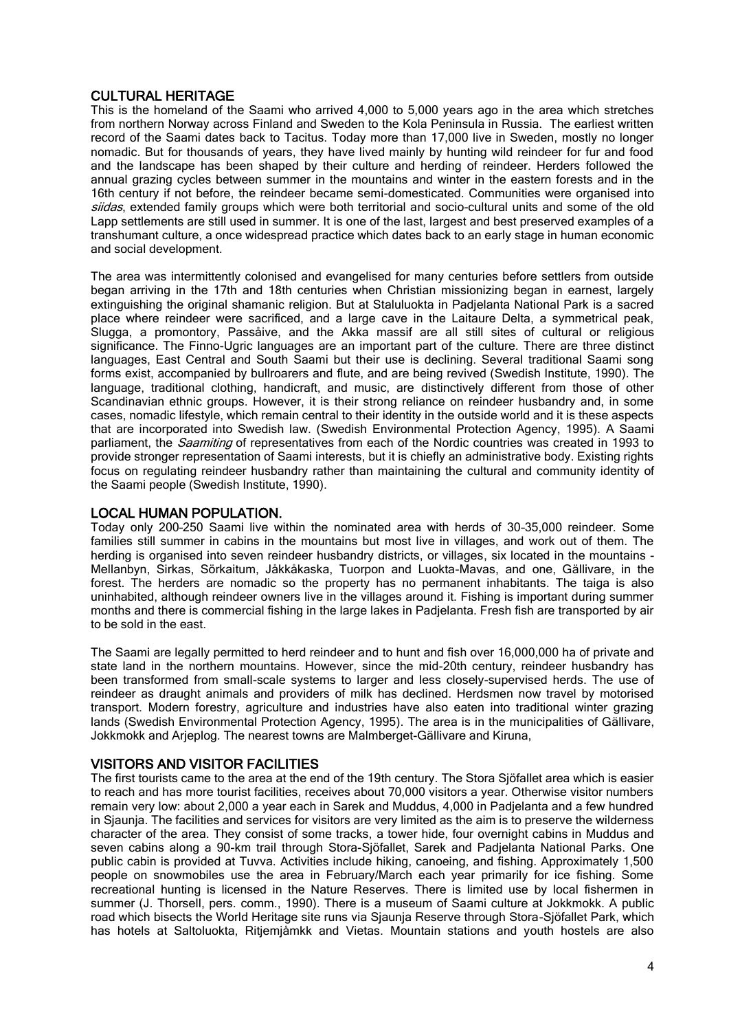## CULTURAL HERITAGE

This is the homeland of the Saami who arrived 4,000 to 5,000 years ago in the area which stretches from northern Norway across Finland and Sweden to the Kola Peninsula in Russia. The earliest written record of the Saami dates back to Tacitus. Today more than 17,000 live in Sweden, mostly no longer nomadic. But for thousands of years, they have lived mainly by hunting wild reindeer for fur and food and the landscape has been shaped by their culture and herding of reindeer. Herders followed the annual grazing cycles between summer in the mountains and winter in the eastern forests and in the 16th century if not before, the reindeer became semi-domesticated. Communities were organised into *siidas*, extended family groups which were both territorial and socio-cultural units and some of the old Lapp settlements are still used in summer. It is one of the last, largest and best preserved examples of a transhumant culture, a once widespread practice which dates back to an early stage in human economic and social development.

The area was intermittently colonised and evangelised for many centuries before settlers from outside began arriving in the 17th and 18th centuries when Christian missionizing began in earnest, largely extinguishing the original shamanic religion. But at Staluluokta in Padjelanta National Park is a sacred place where reindeer were sacrificed, and a large cave in the Laitaure Delta, a symmetrical peak, Slugga, a promontory, Passåive, and the Akka massif are all still sites of cultural or religious significance. The Finno-Ugric languages are an important part of the culture. There are three distinct languages, East Central and South Saami but their use is declining. Several traditional Saami song forms exist, accompanied by bullroarers and flute, and are being revived (Swedish Institute, 1990). The language, traditional clothing, handicraft, and music, are distinctively different from those of other Scandinavian ethnic groups. However, it is their strong reliance on reindeer husbandry and, in some cases, nomadic lifestyle, which remain central to their identity in the outside world and it is these aspects that are incorporated into Swedish law. (Swedish Environmental Protection Agency, 1995). A Saami parliament, the *Saamiting* of representatives from each of the Nordic countries was created in 1993 to provide stronger representation of Saami interests, but it is chiefly an administrative body. Existing rights focus on regulating reindeer husbandry rather than maintaining the cultural and community identity of the Saami people (Swedish Institute, 1990).

## LOCAL HUMAN POPULATION.

Today only 200-250 Saami live within the nominated area with herds of 30-35,000 reindeer. Some families still summer in cabins in the mountains but most live in villages, and work out of them. The herding is organised into seven reindeer husbandry districts, or villages, six located in the mountains - Mellanbyn, Sirkas, Sörkaitum, Jåkkåkaska, Tuorpon and Luokta-Mavas, and one, Gällivare, in the forest. The herders are nomadic so the property has no permanent inhabitants. The taiga is also uninhabited, although reindeer owners live in the villages around it. Fishing is important during summer months and there is commercial fishing in the large lakes in Padjelanta. Fresh fish are transported by air to be sold in the east.

The Saami are legally permitted to herd reindeer and to hunt and fish over 16,000,000 ha of private and state land in the northern mountains. However, since the mid-20th century, reindeer husbandry has been transformed from small-scale systems to larger and less closely-supervised herds. The use of reindeer as draught animals and providers of milk has declined. Herdsmen now travel by motorised transport. Modern forestry, agriculture and industries have also eaten into traditional winter grazing lands (Swedish Environmental Protection Agency, 1995). The area is in the municipalities of Gällivare, Jokkmokk and Arjeplog. The nearest towns are Malmberget-Gällivare and Kiruna,

## VISITORS AND VISITOR FACILITIES

The first tourists came to the area at the end of the 19th century. The Stora Sjöfallet area which is easier to reach and has more tourist facilities, receives about 70,000 visitors a year. Otherwise visitor numbers remain very low: about 2,000 a year each in Sarek and Muddus, 4,000 in Padjelanta and a few hundred in Sjaunja. The facilities and services for visitors are very limited as the aim is to preserve the wilderness character of the area. They consist of some tracks, a tower hide, four overnight cabins in Muddus and seven cabins along a 90-km trail through Stora-Sjöfallet, Sarek and Padjelanta National Parks. One public cabin is provided at Tuvva. Activities include hiking, canoeing, and fishing. Approximately 1,500 people on snowmobiles use the area in February/March each year primarily for ice fishing. Some recreational hunting is licensed in the Nature Reserves. There is limited use by local fishermen in summer (J. Thorsell, pers. comm., 1990). There is a museum of Saami culture at Jokkmokk. A public road which bisects the World Heritage site runs via Sjaunja Reserve through Stora-Sjöfallet Park, which has hotels at Saltoluokta, Ritjemjåmkk and Vietas. Mountain stations and youth hostels are also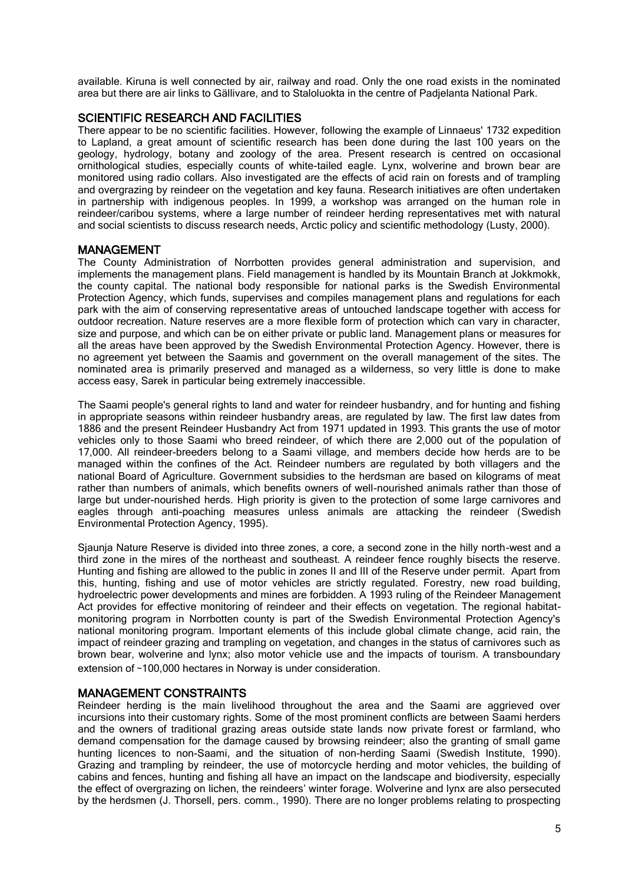available. Kiruna is well connected by air, railway and road. Only the one road exists in the nominated area but there are air links to Gällivare, and to Staloluokta in the centre of Padjelanta National Park.

## SCIENTIFIC RESEARCH AND FACILITIES

There appear to be no scientific facilities. However, following the example of Linnaeus' 1732 expedition to Lapland, a great amount of scientific research has been done during the last 100 years on the geology, hydrology, botany and zoology of the area. Present research is centred on occasional ornithological studies, especially counts of white-tailed eagle. Lynx, wolverine and brown bear are monitored using radio collars. Also investigated are the effects of acid rain on forests and of trampling and overgrazing by reindeer on the vegetation and key fauna. Research initiatives are often undertaken in partnership with indigenous peoples. In 1999, a workshop was arranged on the human role in reindeer/caribou systems, where a large number of reindeer herding representatives met with natural and social scientists to discuss research needs, Arctic policy and scientific methodology (Lusty, 2000).

## MANAGEMENT

The County Administration of Norrbotten provides general administration and supervision, and implements the management plans. Field management is handled by its Mountain Branch at Jokkmokk, the county capital. The national body responsible for national parks is the Swedish Environmental Protection Agency, which funds, supervises and compiles management plans and regulations for each park with the aim of conserving representative areas of untouched landscape together with access for outdoor recreation. Nature reserves are a more flexible form of protection which can vary in character, size and purpose, and which can be on either private or public land. Management plans or measures for all the areas have been approved by the Swedish Environmental Protection Agency. However, there is no agreement yet between the Saamis and government on the overall management of the sites. The nominated area is primarily preserved and managed as a wilderness, so very little is done to make access easy, Sarek in particular being extremely inaccessible.

The Saami people's general rights to land and water for reindeer husbandry, and for hunting and fishing in appropriate seasons within reindeer husbandry areas, are regulated by law. The first law dates from 1886 and the present Reindeer Husbandry Act from 1971 updated in 1993. This grants the use of motor vehicles only to those Saami who breed reindeer, of which there are 2,000 out of the population of 17,000. All reindeer-breeders belong to a Saami village, and members decide how herds are to be managed within the confines of the Act. Reindeer numbers are regulated by both villagers and the national Board of Agriculture. Government subsidies to the herdsman are based on kilograms of meat rather than numbers of animals, which benefits owners of well-nourished animals rather than those of large but under-nourished herds. High priority is given to the protection of some large carnivores and eagles through anti-poaching measures unless animals are attacking the reindeer (Swedish Environmental Protection Agency, 1995).

Sjaunja Nature Reserve is divided into three zones, a core, a second zone in the hilly north-west and a third zone in the mires of the northeast and southeast. A reindeer fence roughly bisects the reserve. Hunting and fishing are allowed to the public in zones II and III of the Reserve under permit. Apart from this, hunting, fishing and use of motor vehicles are strictly regulated. Forestry, new road building, hydroelectric power developments and mines are forbidden. A 1993 ruling of the Reindeer Management Act provides for effective monitoring of reindeer and their effects on vegetation. The regional habitat-monitoring program in Norrbotten county is part of the Swedish Environmental Protection Agency's national monitoring program. Important elements of this include global climate change, acid rain, the impact of reindeer grazing and trampling on vegetation, and changes in the status of carnivores such as brown bear, wolverine and lynx; also motor vehicle use and the impacts of tourism. A transboundary extension of ~100,000 hectares in Norway is under consideration.

## MANAGEMENT CONSTRAINTS

Reindeer herding is the main livelihood throughout the area and the Saami are aggrieved over incursions into their customary rights. Some of the most prominent conflicts are between Saami herders and the owners of traditional grazing areas outside state lands now private forest or farmland, who demand compensation for the damage caused by browsing reindeer; also the granting of small game hunting licences to non-Saami, and the situation of non-herding Saami (Swedish Institute, 1990). Grazing and trampling by reindeer, the use of motorcycle herding and motor vehicles, the building of cabins and fences, hunting and fishing all have an impact on the landscape and biodiversity, especially the effect of overgrazing on lichen, the reindeers' winter forage. Wolverine and lynx are also persecuted by the herdsmen (J. Thorsell, pers. comm., 1990). There are no longer problems relating to prospecting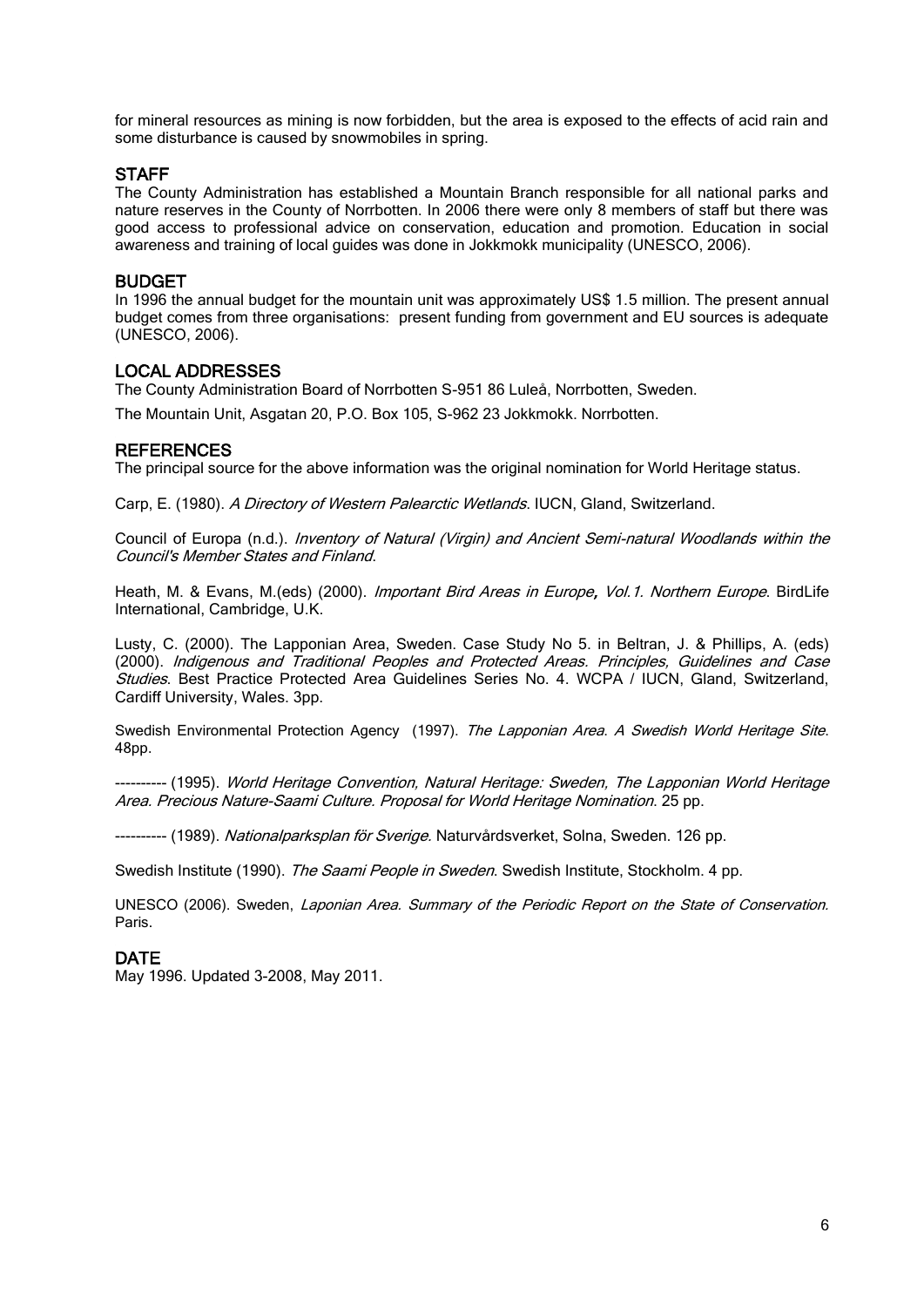for mineral resources as mining is now forbidden, but the area is exposed to the effects of acid rain and some disturbance is caused by snowmobiles in spring.

## STAFF

The County Administration has established a Mountain Branch responsible for all national parks and nature reserves in the County of Norrbotten. In 2006 there were only 8 members of staff but there was good access to professional advice on conservation, education and promotion. Education in social awareness and training of local guides was done in Jokkmokk municipality (UNESCO, 2006).

## BUDGET

In 1996 the annual budget for the mountain unit was approximately US$ 1.5 million. The present annual budget comes from three organisations: present funding from government and EU sources is adequate (UNESCO, 2006).

## LOCAL ADDRESSES

The County Administration Board of Norrbotten S-951 86 Luleå, Norrbotten, Sweden.

The Mountain Unit, Asgatan 20, P.O. Box 105, S-962 23 Jokkmokk. Norrbotten.

## REFERENCES

The principal source for the above information was the original nomination for World Heritage status.

Carp, E. (1980). *A Directory of Western Palearctic Wetlands*. IUCN, Gland, Switzerland.

Council of Europa (n.d.). *Inventory of Natural (Virgin) and Ancient Semi-natural Woodlands within the Council's Member States and Finland*.

Heath, M. & Evans, M.(eds) (2000). *Important Bird Areas in Europe, Vol.1. Northern Europe*. BirdLife International, Cambridge, U.K.

Lusty, C. (2000). The Lapponian Area, Sweden. Case Study No 5. in Beltran, J. & Phillips, A. (eds) (2000). *Indigenous and Traditional Peoples and Protected Areas. Principles, Guidelines and Case Studies*. Best Practice Protected Area Guidelines Series No. 4. WCPA / IUCN, Gland, Switzerland, Cardiff University, Wales. 3pp.

Swedish Environmental Protection Agency (1997). *The Lapponian Area. A Swedish World Heritage Site*. 48pp.

---------- (1995). *World Heritage Convention, Natural Heritage: Sweden, The Lapponian World Heritage Area. Precious Nature-Saami Culture. Proposal for World Heritage Nomination*. 25 pp.

---------- (1989). *Nationalparksplan för Sverige*. Naturvårdsverket, Solna, Sweden. 126 pp.

Swedish Institute (1990). *The Saami People in Sweden*. Swedish Institute, Stockholm. 4 pp.

UNESCO (2006). Sweden, *Laponian Area. Summary of the Periodic Report on the State of Conservation.* Paris.

## DATE

May 1996. Updated 3-2008, May 2011.